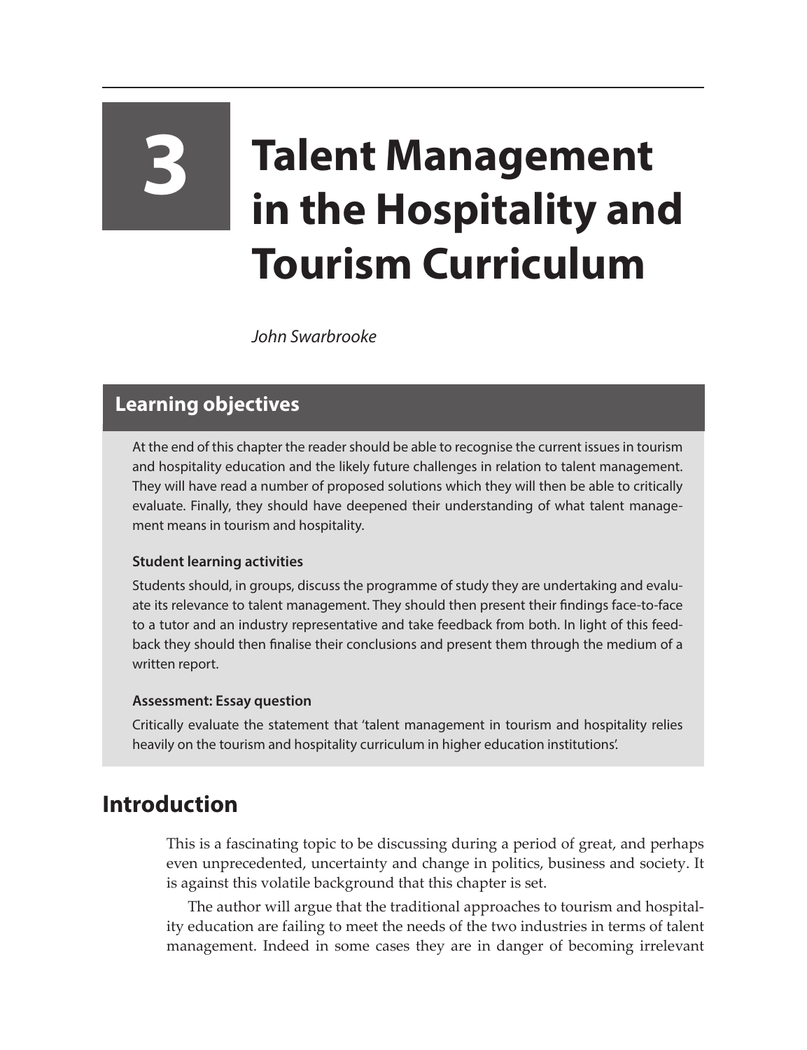# 3 Talent Management in the Hospitality and Tourism Curriculum

*John Swarbrooke*

## Learning objectives

At the end of this chapter the reader should be able to recognise the current issues in tourism and hospitality education and the likely future challenges in relation to talent management. They will have read a number of proposed solutions which they will then be able to critically evaluate. Finally, they should have deepened their understanding of what talent management means in tourism and hospitality.

### Student learning activities

Students should, in groups, discuss the programme of study they are undertaking and evaluate its relevance to talent management. They should then present their findings face-to-face to a tutor and an industry representative and take feedback from both. In light of this feedback they should then finalise their conclusions and present them through the medium of a written report.

### Assessment: Essay question

Critically evaluate the statement that 'talent management in tourism and hospitality relies heavily on the tourism and hospitality curriculum in higher education institutions'.

## Introduction

This is a fascinating topic to be discussing during a period of great, and perhaps even unprecedented, uncertainty and change in politics, business and society. It is against this volatile background that this chapter is set.

The author will argue that the traditional approaches to tourism and hospitality education are failing to meet the needs of the two industries in terms of talent management. Indeed in some cases they are in danger of becoming irrelevant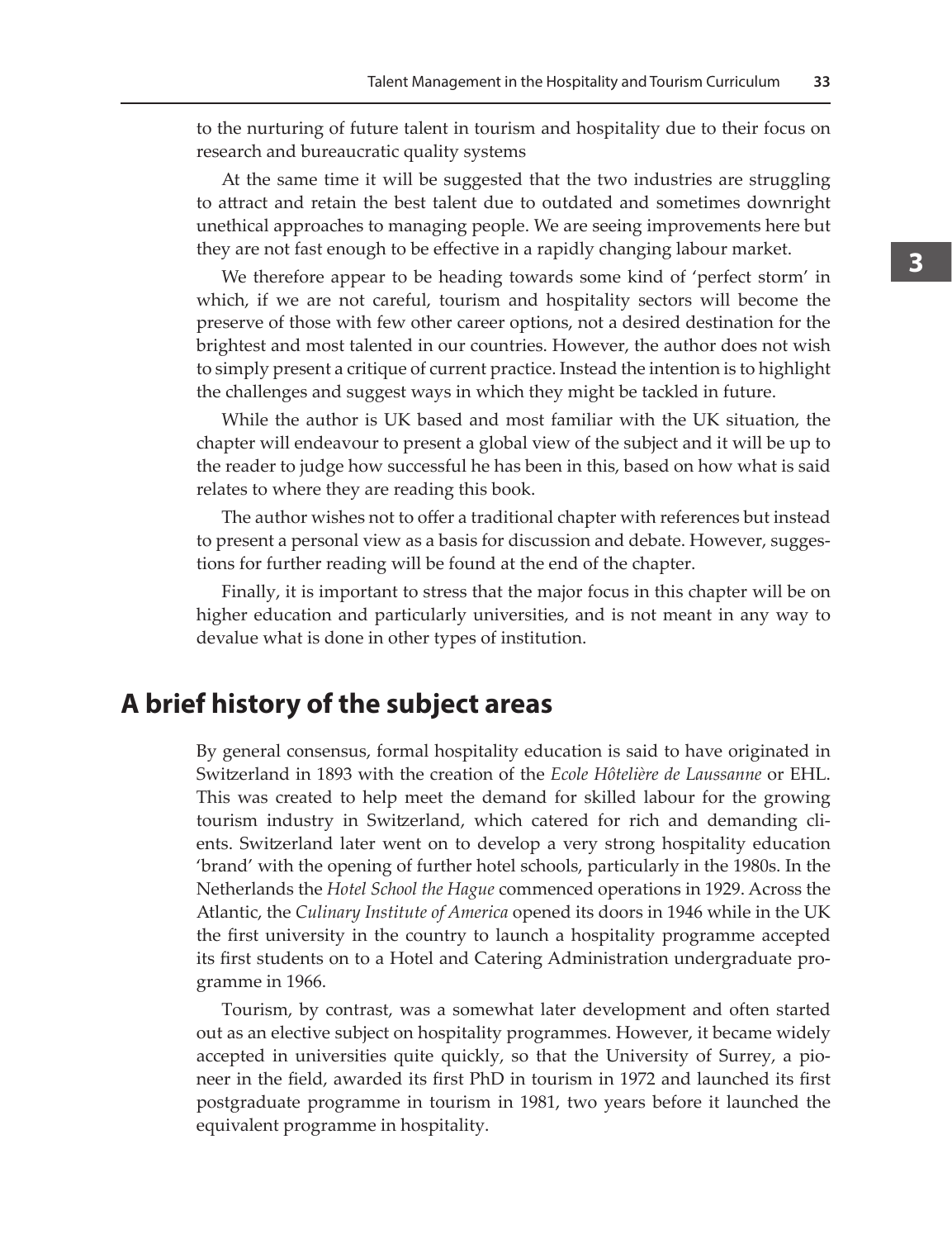to the nurturing of future talent in tourism and hospitality due to their focus on research and bureaucratic quality systems

At the same time it will be suggested that the two industries are struggling to attract and retain the best talent due to outdated and sometimes downright unethical approaches to managing people. We are seeing improvements here but they are not fast enough to be effective in a rapidly changing labour market.

We therefore appear to be heading towards some kind of 'perfect storm' in which, if we are not careful, tourism and hospitality sectors will become the preserve of those with few other career options, not a desired destination for the brightest and most talented in our countries. However, the author does not wish to simply present a critique of current practice. Instead the intention is to highlight the challenges and suggest ways in which they might be tackled in future.

While the author is UK based and most familiar with the UK situation, the chapter will endeavour to present a global view of the subject and it will be up to the reader to judge how successful he has been in this, based on how what is said relates to where they are reading this book.

The author wishes not to offer a traditional chapter with references but instead to present a personal view as a basis for discussion and debate. However, suggestions for further reading will be found at the end of the chapter.

Finally, it is important to stress that the major focus in this chapter will be on higher education and particularly universities, and is not meant in any way to devalue what is done in other types of institution.

## A brief history of the subject areas

By general consensus, formal hospitality education is said to have originated in Switzerland in 1893 with the creation of the *Ecole Hôtelière de Laussanne* or EHL. This was created to help meet the demand for skilled labour for the growing tourism industry in Switzerland, which catered for rich and demanding clients. Switzerland later went on to develop a very strong hospitality education 'brand' with the opening of further hotel schools, particularly in the 1980s. In the Netherlands the *Hotel School the Hague* commenced operations in 1929. Across the Atlantic, the *Culinary Institute of America* opened its doors in 1946 while in the UK the first university in the country to launch a hospitality programme accepted its first students on to a Hotel and Catering Administration undergraduate programme in 1966.

Tourism, by contrast, was a somewhat later development and often started out as an elective subject on hospitality programmes. However, it became widely accepted in universities quite quickly, so that the University of Surrey, a pioneer in the field, awarded its first PhD in tourism in 1972 and launched its first postgraduate programme in tourism in 1981, two years before it launched the equivalent programme in hospitality.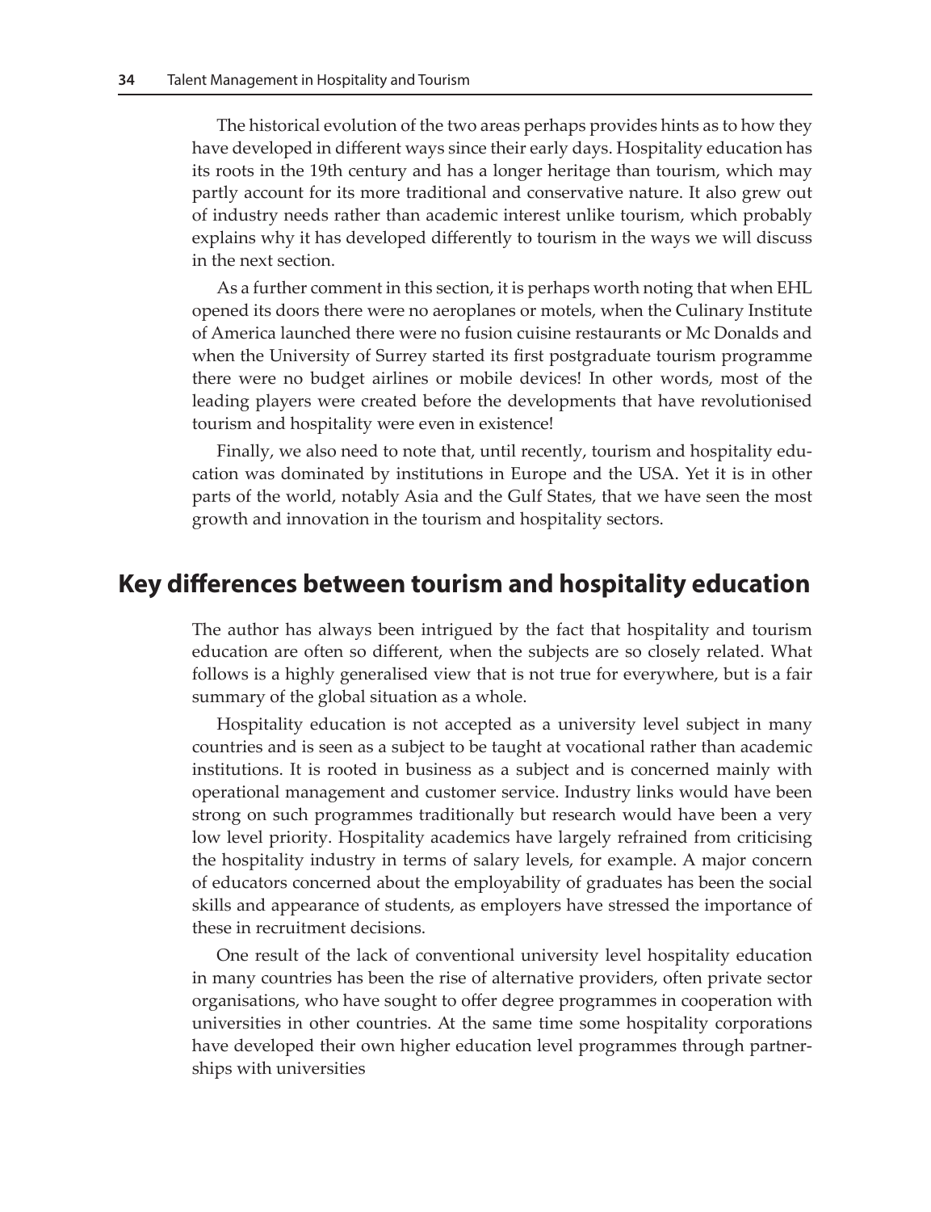The historical evolution of the two areas perhaps provides hints as to how they have developed in different ways since their early days. Hospitality education has its roots in the 19th century and has a longer heritage than tourism, which may partly account for its more traditional and conservative nature. It also grew out of industry needs rather than academic interest unlike tourism, which probably explains why it has developed differently to tourism in the ways we will discuss in the next section.

As a further comment in this section, it is perhaps worth noting that when EHL opened its doors there were no aeroplanes or motels, when the Culinary Institute of America launched there were no fusion cuisine restaurants or Mc Donalds and when the University of Surrey started its first postgraduate tourism programme there were no budget airlines or mobile devices! In other words, most of the leading players were created before the developments that have revolutionised tourism and hospitality were even in existence!

Finally, we also need to note that, until recently, tourism and hospitality education was dominated by institutions in Europe and the USA. Yet it is in other parts of the world, notably Asia and the Gulf States, that we have seen the most growth and innovation in the tourism and hospitality sectors.

## Key differences between tourism and hospitality education

The author has always been intrigued by the fact that hospitality and tourism education are often so different, when the subjects are so closely related. What follows is a highly generalised view that is not true for everywhere, but is a fair summary of the global situation as a whole.

Hospitality education is not accepted as a university level subject in many countries and is seen as a subject to be taught at vocational rather than academic institutions. It is rooted in business as a subject and is concerned mainly with operational management and customer service. Industry links would have been strong on such programmes traditionally but research would have been a very low level priority. Hospitality academics have largely refrained from criticising the hospitality industry in terms of salary levels, for example. A major concern of educators concerned about the employability of graduates has been the social skills and appearance of students, as employers have stressed the importance of these in recruitment decisions.

One result of the lack of conventional university level hospitality education in many countries has been the rise of alternative providers, often private sector organisations, who have sought to offer degree programmes in cooperation with universities in other countries. At the same time some hospitality corporations have developed their own higher education level programmes through partnerships with universities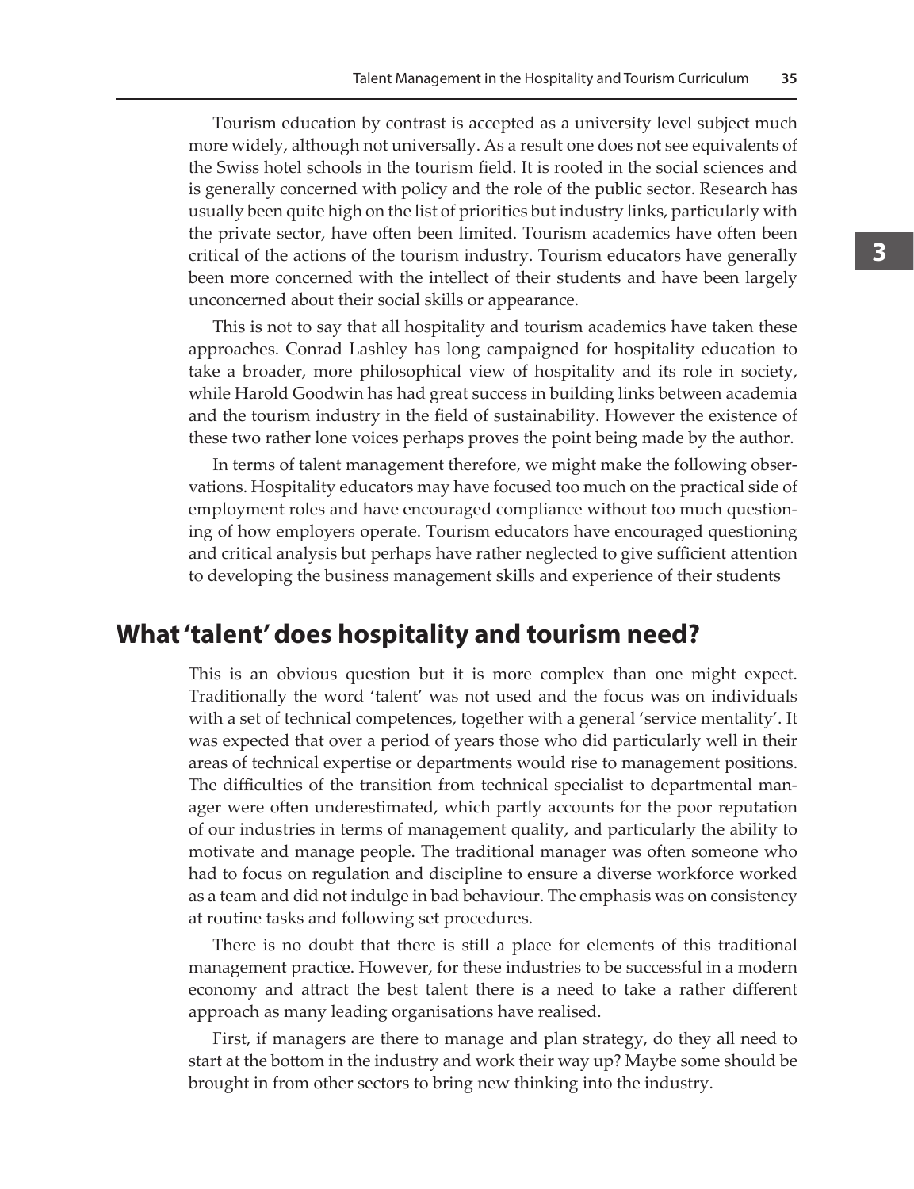Tourism education by contrast is accepted as a university level subject much more widely, although not universally. As a result one does not see equivalents of the Swiss hotel schools in the tourism field. It is rooted in the social sciences and is generally concerned with policy and the role of the public sector. Research has usually been quite high on the list of priorities but industry links, particularly with the private sector, have often been limited. Tourism academics have often been critical of the actions of the tourism industry. Tourism educators have generally been more concerned with the intellect of their students and have been largely unconcerned about their social skills or appearance.

This is not to say that all hospitality and tourism academics have taken these approaches. Conrad Lashley has long campaigned for hospitality education to take a broader, more philosophical view of hospitality and its role in society, while Harold Goodwin has had great success in building links between academia and the tourism industry in the field of sustainability. However the existence of these two rather lone voices perhaps proves the point being made by the author.

In terms of talent management therefore, we might make the following observations. Hospitality educators may have focused too much on the practical side of employment roles and have encouraged compliance without too much questioning of how employers operate. Tourism educators have encouraged questioning and critical analysis but perhaps have rather neglected to give sufficient attention to developing the business management skills and experience of their students

## What 'talent' does hospitality and tourism need?

This is an obvious question but it is more complex than one might expect. Traditionally the word 'talent' was not used and the focus was on individuals with a set of technical competences, together with a general 'service mentality'. It was expected that over a period of years those who did particularly well in their areas of technical expertise or departments would rise to management positions. The difficulties of the transition from technical specialist to departmental manager were often underestimated, which partly accounts for the poor reputation of our industries in terms of management quality, and particularly the ability to motivate and manage people. The traditional manager was often someone who had to focus on regulation and discipline to ensure a diverse workforce worked as a team and did not indulge in bad behaviour. The emphasis was on consistency at routine tasks and following set procedures.

There is no doubt that there is still a place for elements of this traditional management practice. However, for these industries to be successful in a modern economy and attract the best talent there is a need to take a rather different approach as many leading organisations have realised.

First, if managers are there to manage and plan strategy, do they all need to start at the bottom in the industry and work their way up? Maybe some should be brought in from other sectors to bring new thinking into the industry.